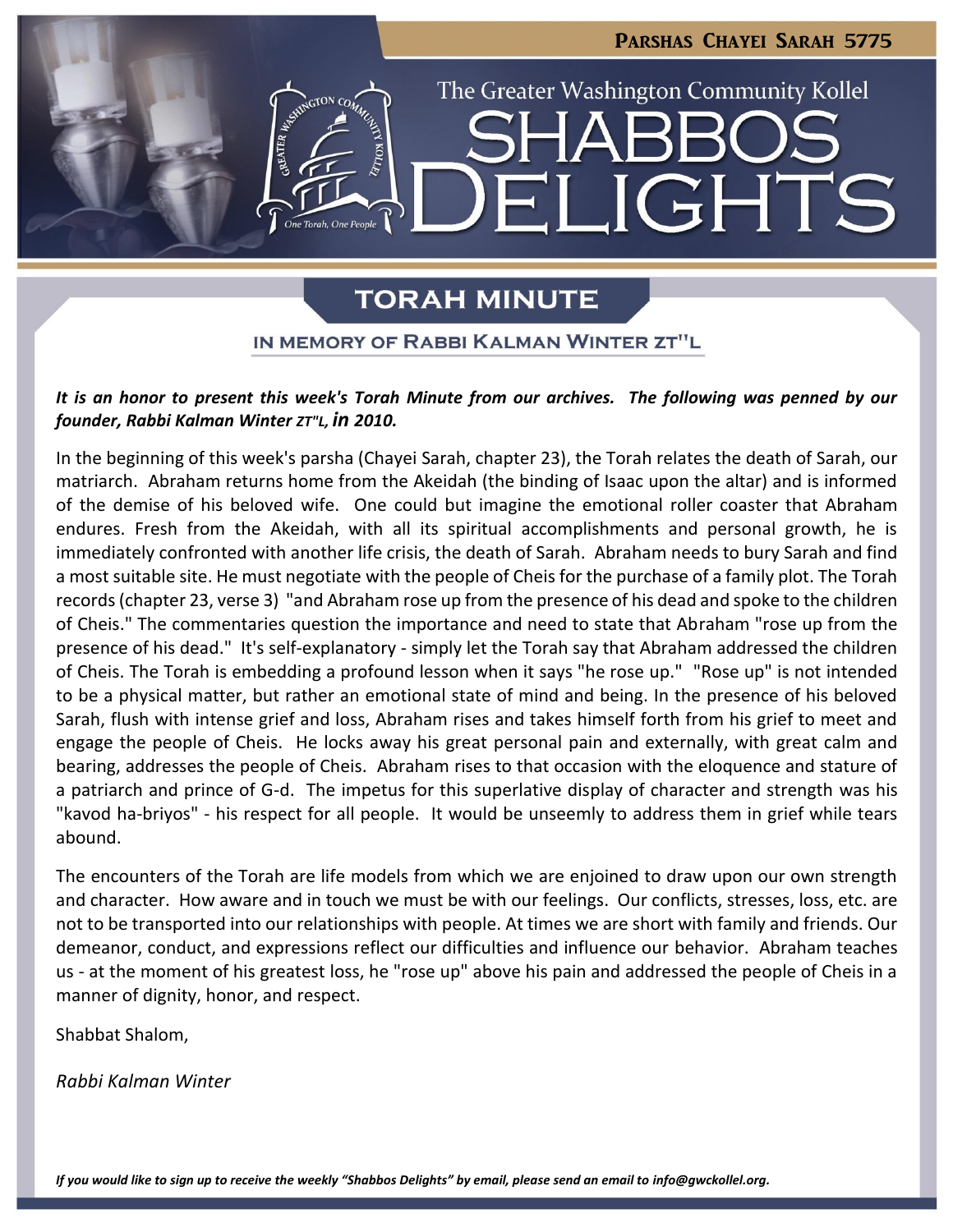**PARSHAS CHAYEI SARAH 5775**

The Greater Washington Community Kollel

# SHABBOS DELIGHTS

## TORAH MINUTE

### IN MEMORY OF RABBI KALMAN WINTER ZT"L

***It is an honor to present this week's Torah Minute from our archives. The following was penned by our founder, Rabbi Kalman Winter ZT"L, in 2010.***

In the beginning of this week's parsha (Chayei Sarah, chapter 23), the Torah relates the death of Sarah, our matriarch. Abraham returns home from the Akeidah (the binding of Isaac upon the altar) and is informed of the demise of his beloved wife. One could but imagine the emotional roller coaster that Abraham endures. Fresh from the Akeidah, with all its spiritual accomplishments and personal growth, he is immediately confronted with another life crisis, the death of Sarah. Abraham needs to bury Sarah and find a most suitable site. He must negotiate with the people of Cheis for the purchase of a family plot. The Torah records (chapter 23, verse 3) "and Abraham rose up from the presence of his dead and spoke to the children of Cheis." The commentaries question the importance and need to state that Abraham "rose up from the presence of his dead." It's self-explanatory - simply let the Torah say that Abraham addressed the children of Cheis. The Torah is embedding a profound lesson when it says "he rose up." "Rose up" is not intended to be a physical matter, but rather an emotional state of mind and being. In the presence of his beloved Sarah, flush with intense grief and loss, Abraham rises and takes himself forth from his grief to meet and engage the people of Cheis. He locks away his great personal pain and externally, with great calm and bearing, addresses the people of Cheis. Abraham rises to that occasion with the eloquence and stature of a patriarch and prince of G-d. The impetus for this superlative display of character and strength was his "kavod ha-briyos" - his respect for all people. It would be unseemly to address them in grief while tears abound.

The encounters of the Torah are life models from which we are enjoined to draw upon our own strength and character. How aware and in touch we must be with our feelings. Our conflicts, stresses, loss, etc. are not to be transported into our relationships with people. At times we are short with family and friends. Our demeanor, conduct, and expressions reflect our difficulties and influence our behavior. Abraham teaches us - at the moment of his greatest loss, he "rose up" above his pain and addressed the people of Cheis in a manner of dignity, honor, and respect.

Shabbat Shalom,

*Rabbi Kalman Winter*

*If you would like to sign up to receive the weekly "Shabbos Delights" by email, please send an email to info@gwckollel.org.*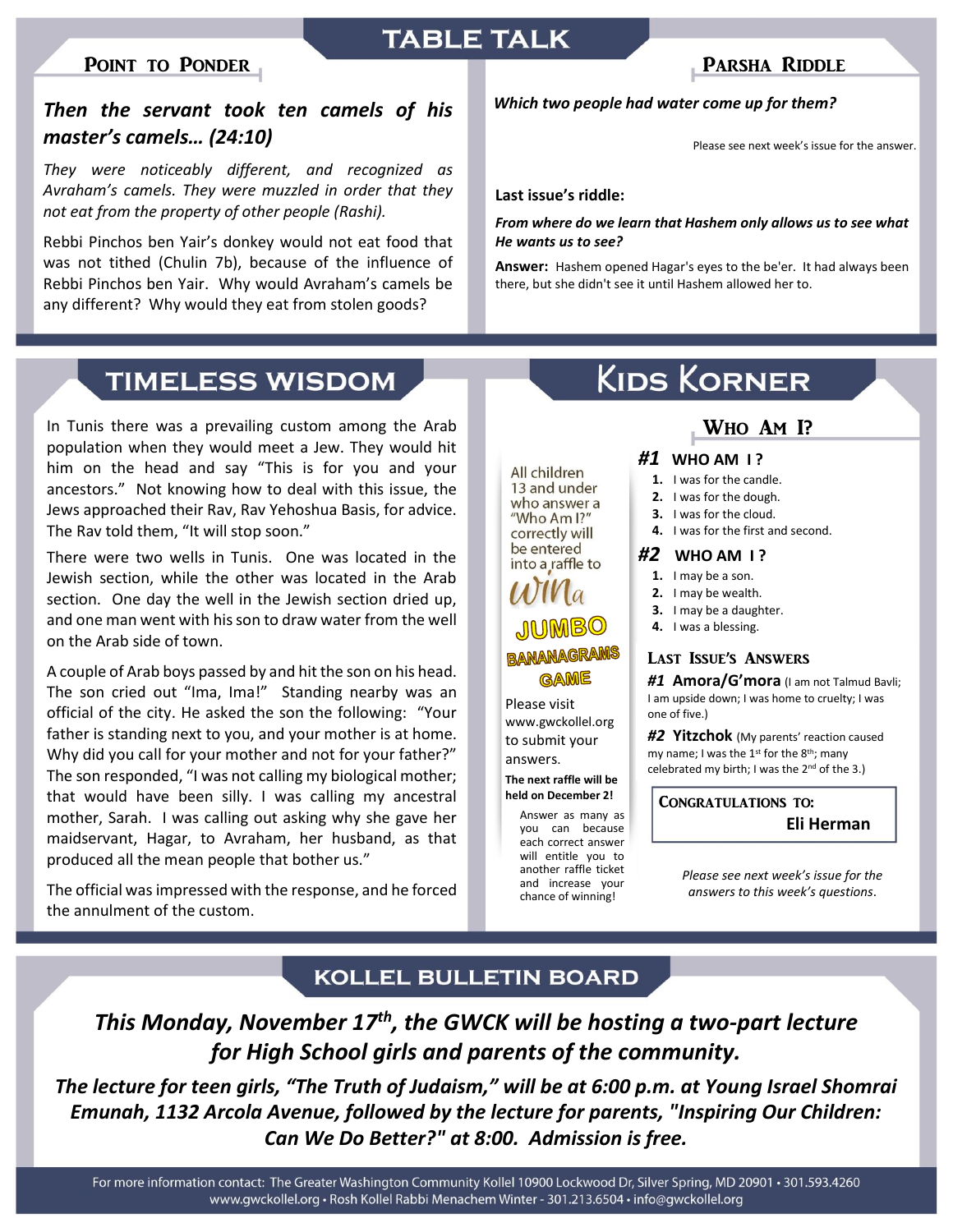# TABLE TALK

## Point to Ponder

***Then the servant took ten camels of his master's camels… (24:10)***

*They were noticeably different, and recognized as Avraham's camels. They were muzzled in order that they not eat from the property of other people (Rashi).*

Rebbi Pinchos ben Yair's donkey would not eat food that was not tithed (Chulin 7b), because of the influence of Rebbi Pinchos ben Yair. Why would Avraham's camels be any different? Why would they eat from stolen goods?

## Parsha Riddle

***Which two people had water come up for them?***

Please see next week's issue for the answer.

**Last issue's riddle:**

***From where do we learn that Hashem only allows us to see what He wants us to see?***

**Answer:** Hashem opened Hagar's eyes to the be'er. It had always been there, but she didn't see it until Hashem allowed her to.

# TIMELESS WISDOM

In Tunis there was a prevailing custom among the Arab population when they would meet a Jew. They would hit him on the head and say "This is for you and your ancestors." Not knowing how to deal with this issue, the Jews approached their Rav, Rav Yehoshua Basis, for advice. The Rav told them, "It will stop soon."

There were two wells in Tunis. One was located in the Jewish section, while the other was located in the Arab section. One day the well in the Jewish section dried up, and one man went with his son to draw water from the well on the Arab side of town.

A couple of Arab boys passed by and hit the son on his head. The son cried out "Ima, Ima!" Standing nearby was an official of the city. He asked the son the following: "Your father is standing next to you, and your mother is at home. Why did you call for your mother and not for your father?" The son responded, "I was not calling my biological mother; that would have been silly. I was calling my ancestral mother, Sarah. I was calling out asking why she gave her maidservant, Hagar, to Avraham, her husband, as that produced all the mean people that bother us."

The official was impressed with the response, and he forced the annulment of the custom.

# Kids Korner

All children 13 and under who answer a "Who Am I?" correctly will be entered into a raffle to win a JUMBO BANANAGRAMS GAME

Please visit www.gwckollel.org to submit your answers.

**The next raffle will be held on December 2!**

Answer as many as you can because each correct answer will entitle you to another raffle ticket and increase your chance of winning!

## Who Am I?

### #1 WHO AM I?

1. I was for the candle.
2. I was for the dough.
3. I was for the cloud.
4. I was for the first and second.

### #2 WHO AM I?

1. I may be a son.
2. I may be wealth.
3. I may be a daughter.
4. I was a blessing.

### Last Issue's Answers

**#1 Amora/G'mora** (I am not Talmud Bavli; I am upside down; I was home to cruelty; I was one of five.)

**#2 Yitzchok** (My parents' reaction caused my name; I was the 1st for the 8th; many celebrated my birth; I was the 2nd of the 3.)

**Congratulations to:**
**Eli Herman**

*Please see next week's issue for the answers to this week's questions.*

# KOLLEL BULLETIN BOARD

***This Monday, November 17th, the GWCK will be hosting a two-part lecture for High School girls and parents of the community.***

***The lecture for teen girls, "The Truth of Judaism," will be at 6:00 p.m. at Young Israel Shomrai Emunah, 1132 Arcola Avenue, followed by the lecture for parents, "Inspiring Our Children: Can We Do Better?" at 8:00. Admission is free.***

For more information contact: The Greater Washington Community Kollel 10900 Lockwood Dr, Silver Spring, MD 20901 • 301.593.4260
www.gwckollel.org • Rosh Kollel Rabbi Menachem Winter - 301.213.6504 • info@gwckollel.org